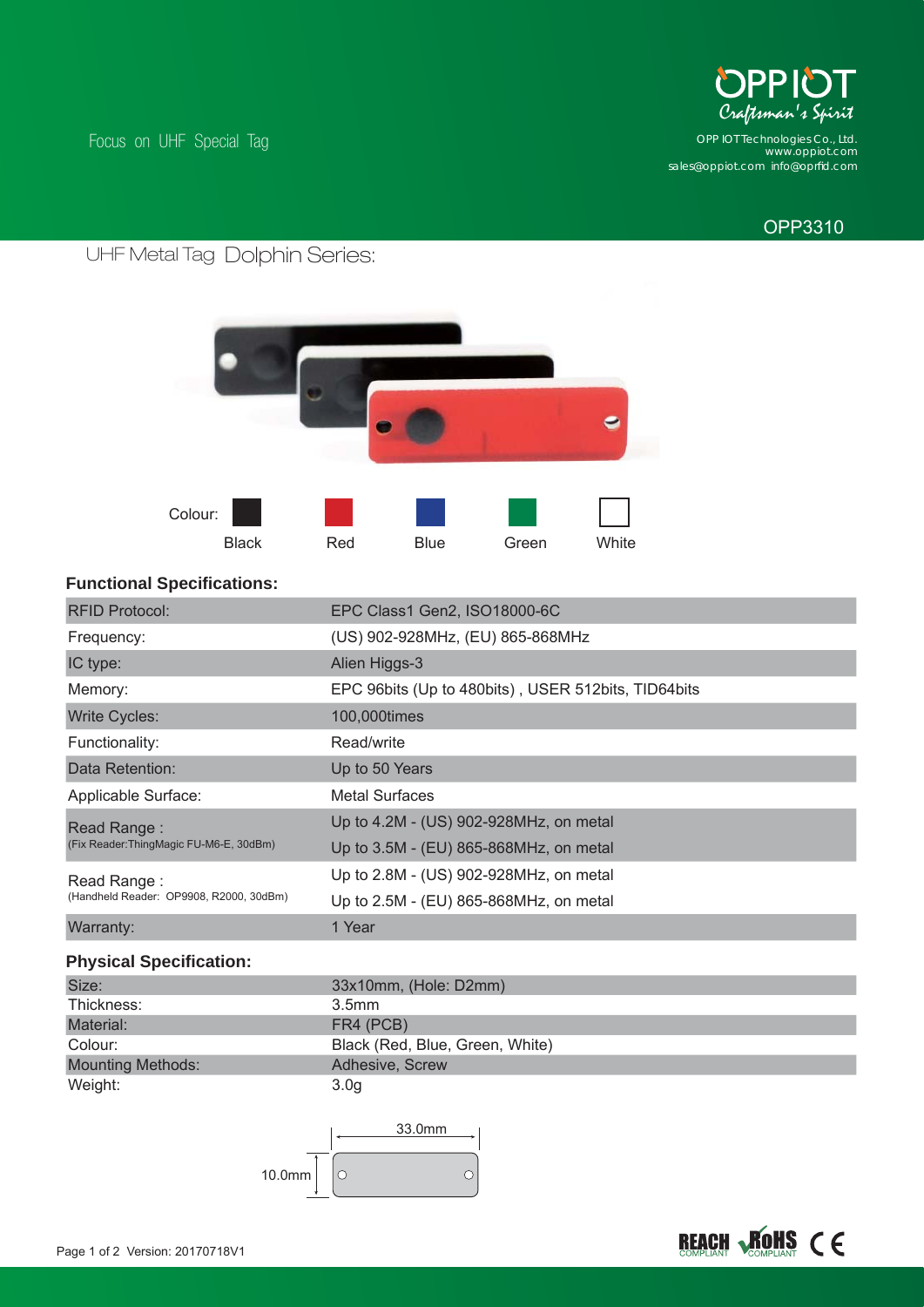Focus on UHF Special Tag

OPPIOT
Craftsman's Spirit
OPP IOT Technologies Co., Ltd.
www.oppiot.com
sales@oppiot.com info@oprfid.com

OPP3310

# UHF Metal Tag Dolphin Series:

Colour: Black Red Blue Green White

## Functional Specifications:

| | |
|---|---|
| RFID Protocol: | EPC Class1 Gen2, ISO18000-6C |
| Frequency: | (US) 902-928MHz, (EU) 865-868MHz |
| IC type: | Alien Higgs-3 |
| Memory: | EPC 96bits (Up to 480bits) , USER 512bits, TID64bits |
| Write Cycles: | 100,000times |
| Functionality: | Read/write |
| Data Retention: | Up to 50 Years |
| Applicable Surface: | Metal Surfaces |
| Read Range : (Fix Reader:ThingMagic FU-M6-E, 30dBm) | Up to 4.2M - (US) 902-928MHz, on metal<br>Up to 3.5M - (EU) 865-868MHz, on metal |
| Read Range : (Handheld Reader: OP9908, R2000, 30dBm) | Up to 2.8M - (US) 902-928MHz, on metal<br>Up to 2.5M - (EU) 865-868MHz, on metal |
| Warranty: | 1 Year |

## Physical Specification:

| | |
|---|---|
| Size: | 33x10mm, (Hole: D2mm) |
| Thickness: | 3.5mm |
| Material: | FR4 (PCB) |
| Colour: | Black (Red, Blue, Green, White) |
| Mounting Methods: | Adhesive, Screw |
| Weight: | 3.0g |

33.0mm

10.0mm

Version: 20170718V1

REACH COMPLIANT RoHS COMPLIANT CE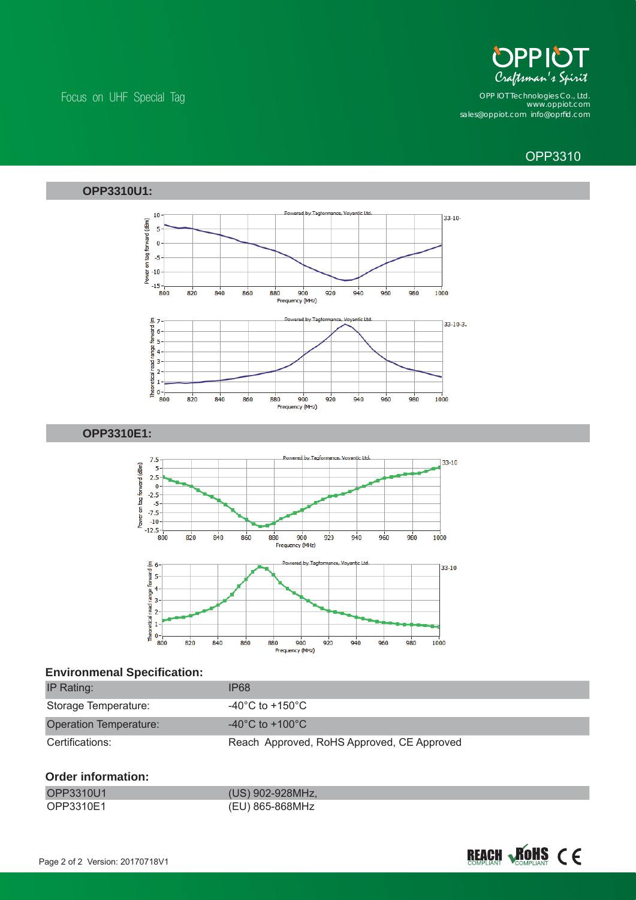Focus on UHF Special Tag

OPP IOT Technologies Co., Ltd.
www.oppiot.com
sales@oppiot.com info@oprfid.com

OPP3310

## OPP3310U1:

Powered by Tagformance, Voyantic Ltd.
33-10-
Power on tag forward (dBm)
10
5
0
-5
-10
-15
800 820 840 860 880 900 920 940 960 980 1000
Frequency (MHz)

Powered by Tagformance, Voyantic Ltd.
33-10-3.
Theoretical read range forward (m)
7
6
5
4
3
2
1
0
800 820 840 860 880 900 920 940 960 980 1000
Frequency (MHz)

## OPP3310E1:

Powered by Tagformance, Voyantic Ltd.
33-10
Power on tag forward (dBm)
7.5
5
2.5
0
-2.5
-5
-7.5
-10
-12.5
800 820 840 860 880 900 920 940 960 980 1000
Frequency (MHz)

Powered by Tagformance, Voyantic Ltd.
33-10
Theoretical read range forward (m)
6
5
4
3
2
1
0
800 820 840 860 880 900 920 940 960 980 1000
Frequency (MHz)

### Environmenal Specification:

| | |
|---|---|
| IP Rating: | IP68 |
| Storage Temperature: | -40°C to +150°C |
| Operation Temperature: | -40°C to +100°C |
| Certifications: | Reach Approved, RoHS Approved, CE Approved |

### Order information:

| | |
|---|---|
| OPP3310U1 | (US) 902-928MHz, |
| OPP3310E1 | (EU) 865-868MHz |

Version: 20170718V1